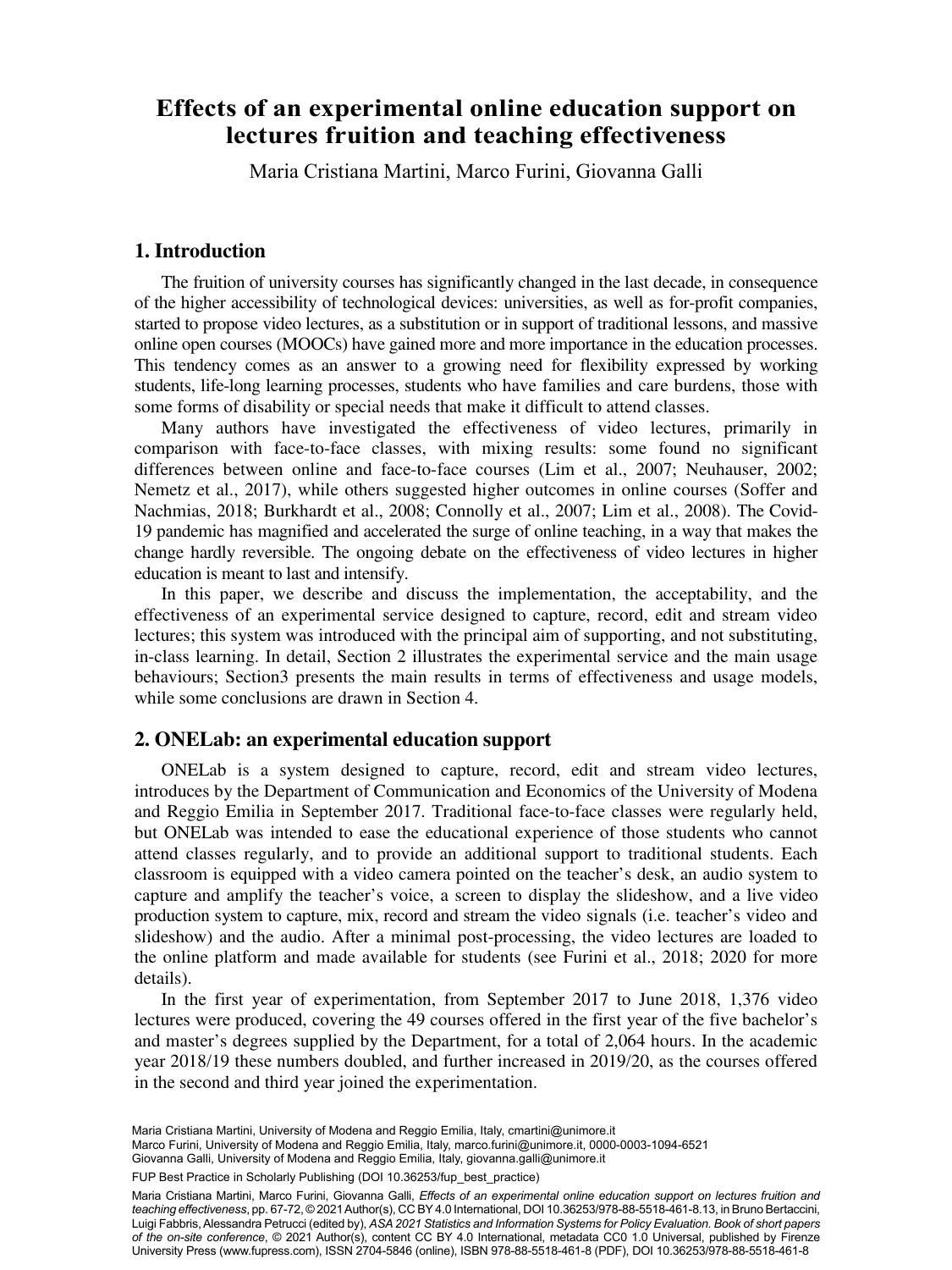# Effects of an experimental online education support on lectures fruition and teaching effectiveness

Maria Cristiana Martini, Marco Furini, Giovanna Galli

## 1. Introduction

The fruition of university courses has significantly changed in the last decade, in consequence of the higher accessibility of technological devices: universities, as well as for-profit companies, started to propose video lectures, as a substitution or in support of traditional lessons, and massive online open courses (MOOCs) have gained more and more importance in the education processes. This tendency comes as an answer to a growing need for flexibility expressed by working students, life-long learning processes, students who have families and care burdens, those with some forms of disability or special needs that make it difficult to attend classes.

Many authors have investigated the effectiveness of video lectures, primarily in comparison with face-to-face classes, with mixing results: some found no significant differences between online and face-to-face courses (Lim et al., 2007; Neuhauser, 2002; Nemetz et al., 2017), while others suggested higher outcomes in online courses (Soffer and Nachmias, 2018; Burkhardt et al., 2008; Connolly et al., 2007; Lim et al., 2008). The Covid-19 pandemic has magnified and accelerated the surge of online teaching, in a way that makes the change hardly reversible. The ongoing debate on the effectiveness of video lectures in higher education is meant to last and intensify.

In this paper, we describe and discuss the implementation, the acceptability, and the effectiveness of an experimental service designed to capture, record, edit and stream video lectures; this system was introduced with the principal aim of supporting, and not substituting, in-class learning. In detail, Section 2 illustrates the experimental service and the main usage behaviours; Section3 presents the main results in terms of effectiveness and usage models, while some conclusions are drawn in Section 4.

## 2. ONELab: an experimental education support

ONELab is a system designed to capture, record, edit and stream video lectures, introduces by the Department of Communication and Economics of the University of Modena and Reggio Emilia in September 2017. Traditional face-to-face classes were regularly held, but ONELab was intended to ease the educational experience of those students who cannot attend classes regularly, and to provide an additional support to traditional students. Each classroom is equipped with a video camera pointed on the teacher's desk, an audio system to capture and amplify the teacher's voice, a screen to display the slideshow, and a live video production system to capture, mix, record and stream the video signals (i.e. teacher's video and slideshow) and the audio. After a minimal post-processing, the video lectures are loaded to the online platform and made available for students (see Furini et al., 2018; 2020 for more details).

In the first year of experimentation, from September 2017 to June 2018, 1,376 video lectures were produced, covering the 49 courses offered in the first year of the five bachelor's and master's degrees supplied by the Department, for a total of 2,064 hours. In the academic year 2018/19 these numbers doubled, and further increased in 2019/20, as the courses offered in the second and third year joined the experimentation.

Maria Cristiana Martini, University of Modena and Reggio Emilia, Italy, cmartini@unimore.it
Marco Furini, University of Modena and Reggio Emilia, Italy, marco.furini@unimore.it, 0000-0003-1094-6521
Giovanna Galli, University of Modena and Reggio Emilia, Italy, giovanna.galli@unimore.it

FUP Best Practice in Scholarly Publishing (DOI 10.36253/fup_best_practice)

Maria Cristiana Martini, Marco Furini, Giovanna Galli, *Effects of an experimental online education support on lectures fruition and teaching effectiveness*, pp. 67-72, © 2021 Author(s), CC BY 4.0 International, DOI 10.36253/978-88-5518-461-8.13, in Bruno Bertaccini, Luigi Fabbris, Alessandra Petrucci (edited by), *ASA 2021 Statistics and Information Systems for Policy Evaluation. Book of short papers of the on-site conference*, © 2021 Author(s), content CC BY 4.0 International, metadata CC0 1.0 Universal, published by Firenze University Press (www.fupress.com), ISSN 2704-5846 (online), ISBN 978-88-5518-461-8 (PDF), DOI 10.36253/978-88-5518-461-8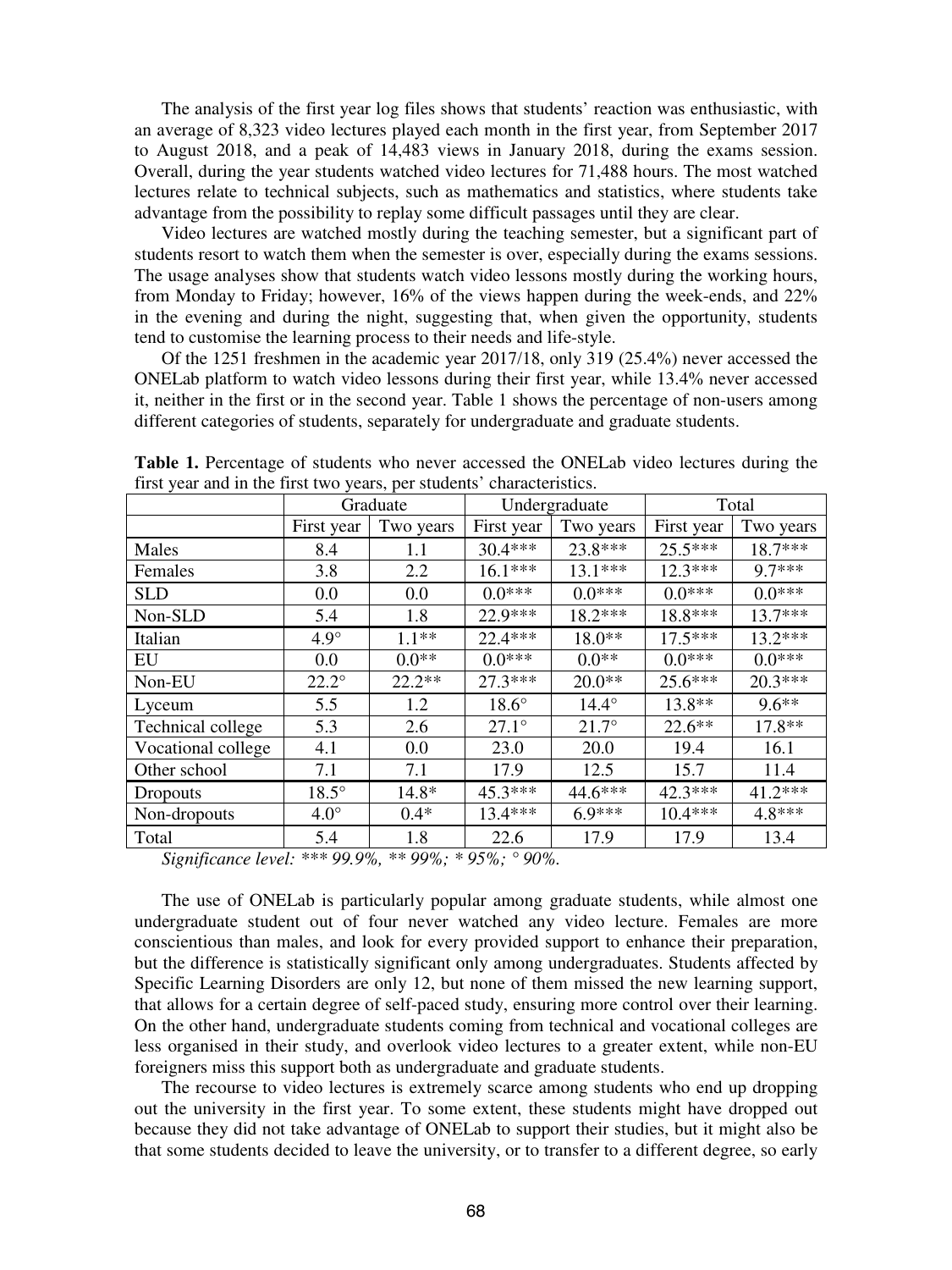The analysis of the first year log files shows that students' reaction was enthusiastic, with an average of 8,323 video lectures played each month in the first year, from September 2017 to August 2018, and a peak of 14,483 views in January 2018, during the exams session. Overall, during the year students watched video lectures for 71,488 hours. The most watched lectures relate to technical subjects, such as mathematics and statistics, where students take advantage from the possibility to replay some difficult passages until they are clear.

Video lectures are watched mostly during the teaching semester, but a significant part of students resort to watch them when the semester is over, especially during the exams sessions. The usage analyses show that students watch video lessons mostly during the working hours, from Monday to Friday; however, 16% of the views happen during the week-ends, and 22% in the evening and during the night, suggesting that, when given the opportunity, students tend to customise the learning process to their needs and life-style.

Of the 1251 freshmen in the academic year 2017/18, only 319 (25.4%) never accessed the ONELab platform to watch video lessons during their first year, while 13.4% never accessed it, neither in the first or in the second year. Table 1 shows the percentage of non-users among different categories of students, separately for undergraduate and graduate students.

**Table 1.** Percentage of students who never accessed the ONELab video lectures during the first year and in the first two years, per students' characteristics.

| | Graduate | | Undergraduate | | Total | |
|---|---|---|---|---|---|---|
| | First year | Two years | First year | Two years | First year | Two years |
| Males | 8.4 | 1.1 | 30.4*** | 23.8*** | 25.5*** | 18.7*** |
| Females | 3.8 | 2.2 | 16.1*** | 13.1*** | 12.3*** | 9.7*** |
| SLD | 0.0 | 0.0 | 0.0*** | 0.0*** | 0.0*** | 0.0*** |
| Non-SLD | 5.4 | 1.8 | 22.9*** | 18.2*** | 18.8*** | 13.7*** |
| Italian | 4.9° | 1.1** | 22.4*** | 18.0** | 17.5*** | 13.2*** |
| EU | 0.0 | 0.0** | 0.0*** | 0.0** | 0.0*** | 0.0*** |
| Non-EU | 22.2° | 22.2** | 27.3*** | 20.0** | 25.6*** | 20.3*** |
| Lyceum | 5.5 | 1.2 | 18.6° | 14.4° | 13.8** | 9.6** |
| Technical college | 5.3 | 2.6 | 27.1° | 21.7° | 22.6** | 17.8** |
| Vocational college | 4.1 | 0.0 | 23.0 | 20.0 | 19.4 | 16.1 |
| Other school | 7.1 | 7.1 | 17.9 | 12.5 | 15.7 | 11.4 |
| Dropouts | 18.5° | 14.8* | 45.3*** | 44.6*** | 42.3*** | 41.2*** |
| Non-dropouts | 4.0° | 0.4* | 13.4*** | 6.9*** | 10.4*** | 4.8*** |
| Total | 5.4 | 1.8 | 22.6 | 17.9 | 17.9 | 13.4 |

*Significance level: \*\*\* 99.9%, \*\* 99%; \* 95%; ° 90%.*

The use of ONELab is particularly popular among graduate students, while almost one undergraduate student out of four never watched any video lecture. Females are more conscientious than males, and look for every provided support to enhance their preparation, but the difference is statistically significant only among undergraduates. Students affected by Specific Learning Disorders are only 12, but none of them missed the new learning support, that allows for a certain degree of self-paced study, ensuring more control over their learning. On the other hand, undergraduate students coming from technical and vocational colleges are less organised in their study, and overlook video lectures to a greater extent, while non-EU foreigners miss this support both as undergraduate and graduate students.

The recourse to video lectures is extremely scarce among students who end up dropping out the university in the first year. To some extent, these students might have dropped out because they did not take advantage of ONELab to support their studies, but it might also be that some students decided to leave the university, or to transfer to a different degree, so early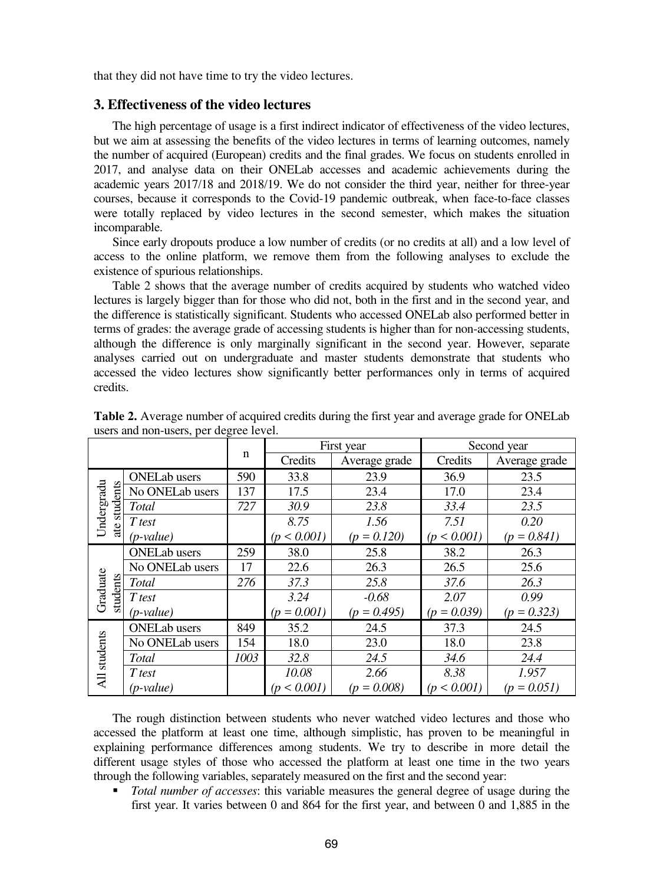that they did not have time to try the video lectures.

## 3. Effectiveness of the video lectures

The high percentage of usage is a first indirect indicator of effectiveness of the video lectures, but we aim at assessing the benefits of the video lectures in terms of learning outcomes, namely the number of acquired (European) credits and the final grades. We focus on students enrolled in 2017, and analyse data on their ONELab accesses and academic achievements during the academic years 2017/18 and 2018/19. We do not consider the third year, neither for three-year courses, because it corresponds to the Covid-19 pandemic outbreak, when face-to-face classes were totally replaced by video lectures in the second semester, which makes the situation incomparable.

Since early dropouts produce a low number of credits (or no credits at all) and a low level of access to the online platform, we remove them from the following analyses to exclude the existence of spurious relationships.

Table 2 shows that the average number of credits acquired by students who watched video lectures is largely bigger than for those who did not, both in the first and in the second year, and the difference is statistically significant. Students who accessed ONELab also performed better in terms of grades: the average grade of accessing students is higher than for non-accessing students, although the difference is only marginally significant in the second year. However, separate analyses carried out on undergraduate and master students demonstrate that students who accessed the video lectures show significantly better performances only in terms of acquired credits.

**Table 2.** Average number of acquired credits during the first year and average grade for ONELab users and non-users, per degree level.

| | | n | First year | | Second year | |
|---|---|---|---|---|---|---|
| | | | Credits | Average grade | Credits | Average grade |
| Undergraduate students | ONELab users | 590 | 33.8 | 23.9 | 36.9 | 23.5 |
| | No ONELab users | 137 | 17.5 | 23.4 | 17.0 | 23.4 |
| | *Total* | *727* | *30.9* | *23.8* | *33.4* | *23.5* |
| | *T test (p-value)* | | *8.75 (p < 0.001)* | *1.56 (p = 0.120)* | *7.51 (p < 0.001)* | *0.20 (p = 0.841)* |
| Graduate students | ONELab users | 259 | 38.0 | 25.8 | 38.2 | 26.3 |
| | No ONELab users | 17 | 22.6 | 26.3 | 26.5 | 25.6 |
| | *Total* | *276* | *37.3* | *25.8* | *37.6* | *26.3* |
| | *T test (p-value)* | | *3.24 (p = 0.001)* | *-0.68 (p = 0.495)* | *2.07 (p = 0.039)* | *0.99 (p = 0.323)* |
| All students | ONELab users | 849 | 35.2 | 24.5 | 37.3 | 24.5 |
| | No ONELab users | 154 | 18.0 | 23.0 | 18.0 | 23.8 |
| | *Total* | *1003* | *32.8* | *24.5* | *34.6* | *24.4* |
| | *T test (p-value)* | | *10.08 (p < 0.001)* | *2.66 (p = 0.008)* | *8.38 (p < 0.001)* | *1.957 (p = 0.051)* |

The rough distinction between students who never watched video lectures and those who accessed the platform at least one time, although simplistic, has proven to be meaningful in explaining performance differences among students. We try to describe in more detail the different usage styles of those who accessed the platform at least one time in the two years through the following variables, separately measured on the first and the second year:

- *Total number of accesses*: this variable measures the general degree of usage during the first year. It varies between 0 and 864 for the first year, and between 0 and 1,885 in the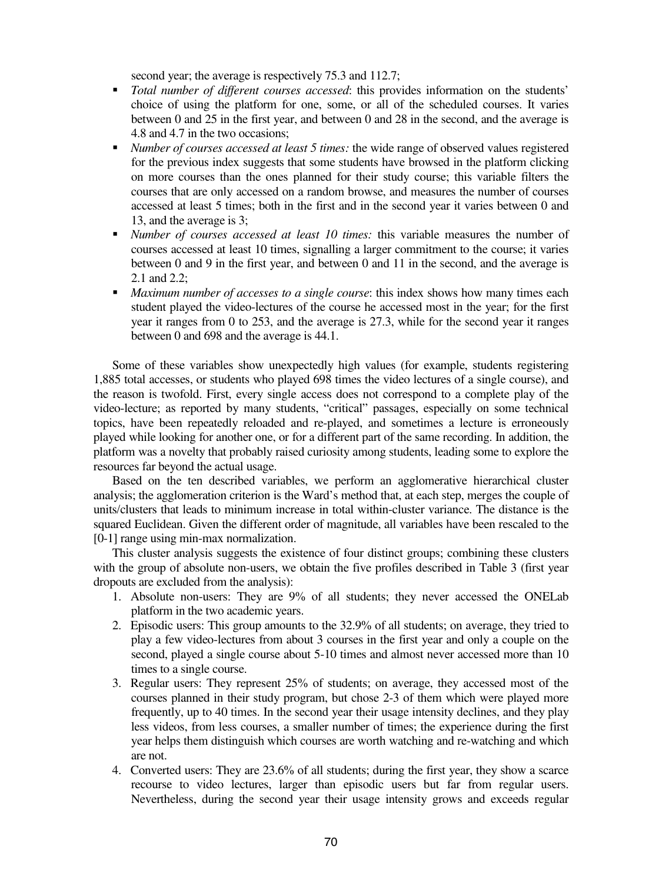second year; the average is respectively 75.3 and 112.7;

- *Total number of different courses accessed*: this provides information on the students' choice of using the platform for one, some, or all of the scheduled courses. It varies between 0 and 25 in the first year, and between 0 and 28 in the second, and the average is 4.8 and 4.7 in the two occasions;
- *Number of courses accessed at least 5 times:* the wide range of observed values registered for the previous index suggests that some students have browsed in the platform clicking on more courses than the ones planned for their study course; this variable filters the courses that are only accessed on a random browse, and measures the number of courses accessed at least 5 times; both in the first and in the second year it varies between 0 and 13, and the average is 3;
- *Number of courses accessed at least 10 times:* this variable measures the number of courses accessed at least 10 times, signalling a larger commitment to the course; it varies between 0 and 9 in the first year, and between 0 and 11 in the second, and the average is 2.1 and 2.2;
- *Maximum number of accesses to a single course*: this index shows how many times each student played the video-lectures of the course he accessed most in the year; for the first year it ranges from 0 to 253, and the average is 27.3, while for the second year it ranges between 0 and 698 and the average is 44.1.

Some of these variables show unexpectedly high values (for example, students registering 1,885 total accesses, or students who played 698 times the video lectures of a single course), and the reason is twofold. First, every single access does not correspond to a complete play of the video-lecture; as reported by many students, "critical" passages, especially on some technical topics, have been repeatedly reloaded and re-played, and sometimes a lecture is erroneously played while looking for another one, or for a different part of the same recording. In addition, the platform was a novelty that probably raised curiosity among students, leading some to explore the resources far beyond the actual usage.

Based on the ten described variables, we perform an agglomerative hierarchical cluster analysis; the agglomeration criterion is the Ward's method that, at each step, merges the couple of units/clusters that leads to minimum increase in total within-cluster variance. The distance is the squared Euclidean. Given the different order of magnitude, all variables have been rescaled to the [0-1] range using min-max normalization.

This cluster analysis suggests the existence of four distinct groups; combining these clusters with the group of absolute non-users, we obtain the five profiles described in Table 3 (first year dropouts are excluded from the analysis):

1. Absolute non-users: They are 9% of all students; they never accessed the ONELab platform in the two academic years.
2. Episodic users: This group amounts to the 32.9% of all students; on average, they tried to play a few video-lectures from about 3 courses in the first year and only a couple on the second, played a single course about 5-10 times and almost never accessed more than 10 times to a single course.
3. Regular users: They represent 25% of students; on average, they accessed most of the courses planned in their study program, but chose 2-3 of them which were played more frequently, up to 40 times. In the second year their usage intensity declines, and they play less videos, from less courses, a smaller number of times; the experience during the first year helps them distinguish which courses are worth watching and re-watching and which are not.
4. Converted users: They are 23.6% of all students; during the first year, they show a scarce recourse to video lectures, larger than episodic users but far from regular users. Nevertheless, during the second year their usage intensity grows and exceeds regular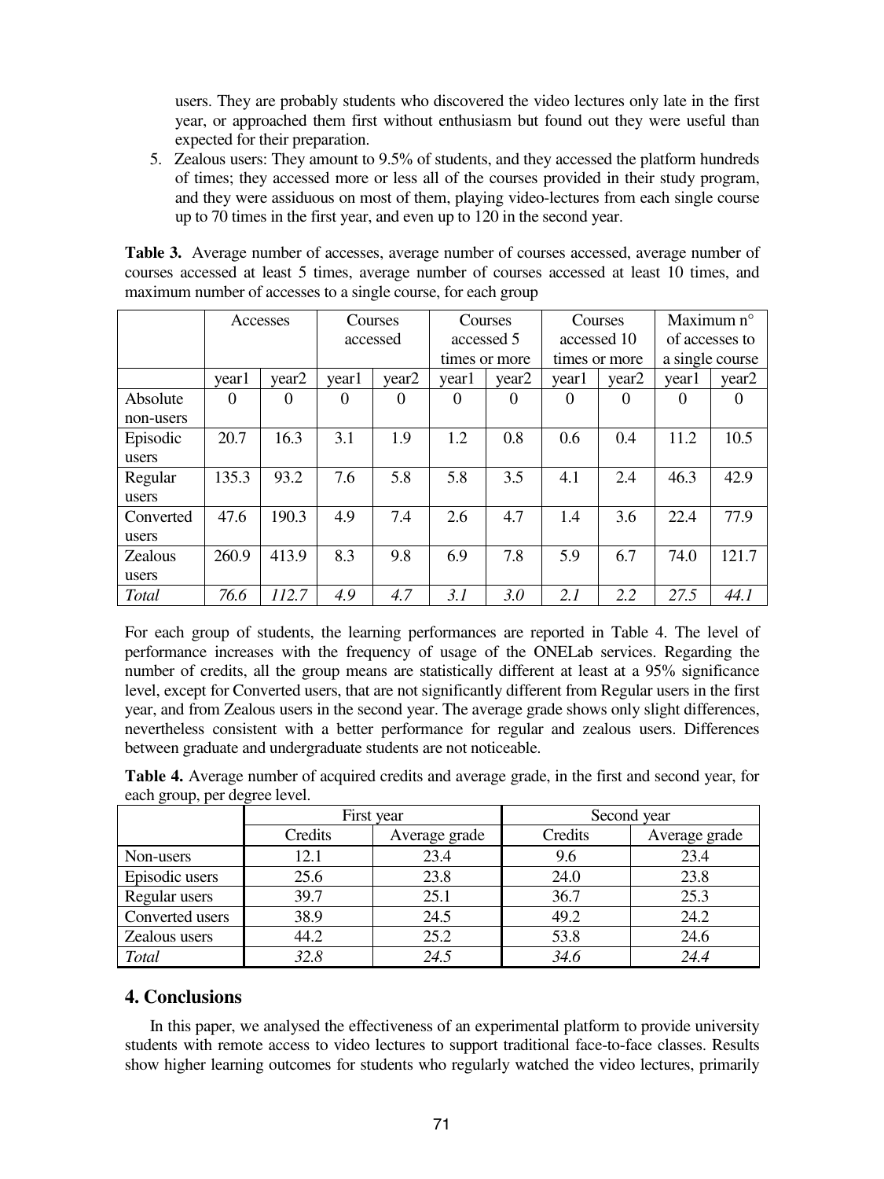users. They are probably students who discovered the video lectures only late in the first year, or approached them first without enthusiasm but found out they were useful than expected for their preparation.

5. Zealous users: They amount to 9.5% of students, and they accessed the platform hundreds of times; they accessed more or less all of the courses provided in their study program, and they were assiduous on most of them, playing video-lectures from each single course up to 70 times in the first year, and even up to 120 in the second year.

**Table 3.** Average number of accesses, average number of courses accessed, average number of courses accessed at least 5 times, average number of courses accessed at least 10 times, and maximum number of accesses to a single course, for each group

| | Accesses | | Courses accessed | | Courses accessed 5 times or more | | Courses accessed 10 times or more | | Maximum n° of accesses to a single course | |
|---|---|---|---|---|---|---|---|---|---|---|
| | year1 | year2 | year1 | year2 | year1 | year2 | year1 | year2 | year1 | year2 |
| Absolute non-users | 0 | 0 | 0 | 0 | 0 | 0 | 0 | 0 | 0 | 0 |
| Episodic users | 20.7 | 16.3 | 3.1 | 1.9 | 1.2 | 0.8 | 0.6 | 0.4 | 11.2 | 10.5 |
| Regular users | 135.3 | 93.2 | 7.6 | 5.8 | 5.8 | 3.5 | 4.1 | 2.4 | 46.3 | 42.9 |
| Converted users | 47.6 | 190.3 | 4.9 | 7.4 | 2.6 | 4.7 | 1.4 | 3.6 | 22.4 | 77.9 |
| Zealous users | 260.9 | 413.9 | 8.3 | 9.8 | 6.9 | 7.8 | 5.9 | 6.7 | 74.0 | 121.7 |
| *Total* | *76.6* | *112.7* | *4.9* | *4.7* | *3.1* | *3.0* | *2.1* | *2.2* | *27.5* | *44.1* |

For each group of students, the learning performances are reported in Table 4. The level of performance increases with the frequency of usage of the ONELab services. Regarding the number of credits, all the group means are statistically different at least at a 95% significance level, except for Converted users, that are not significantly different from Regular users in the first year, and from Zealous users in the second year. The average grade shows only slight differences, nevertheless consistent with a better performance for regular and zealous users. Differences between graduate and undergraduate students are not noticeable.

**Table 4.** Average number of acquired credits and average grade, in the first and second year, for each group, per degree level.

| | First year | | Second year | |
|---|---|---|---|---|
| | Credits | Average grade | Credits | Average grade |
| Non-users | 12.1 | 23.4 | 9.6 | 23.4 |
| Episodic users | 25.6 | 23.8 | 24.0 | 23.8 |
| Regular users | 39.7 | 25.1 | 36.7 | 25.3 |
| Converted users | 38.9 | 24.5 | 49.2 | 24.2 |
| Zealous users | 44.2 | 25.2 | 53.8 | 24.6 |
| *Total* | *32.8* | *24.5* | *34.6* | *24.4* |

## 4. Conclusions

In this paper, we analysed the effectiveness of an experimental platform to provide university students with remote access to video lectures to support traditional face-to-face classes. Results show higher learning outcomes for students who regularly watched the video lectures, primarily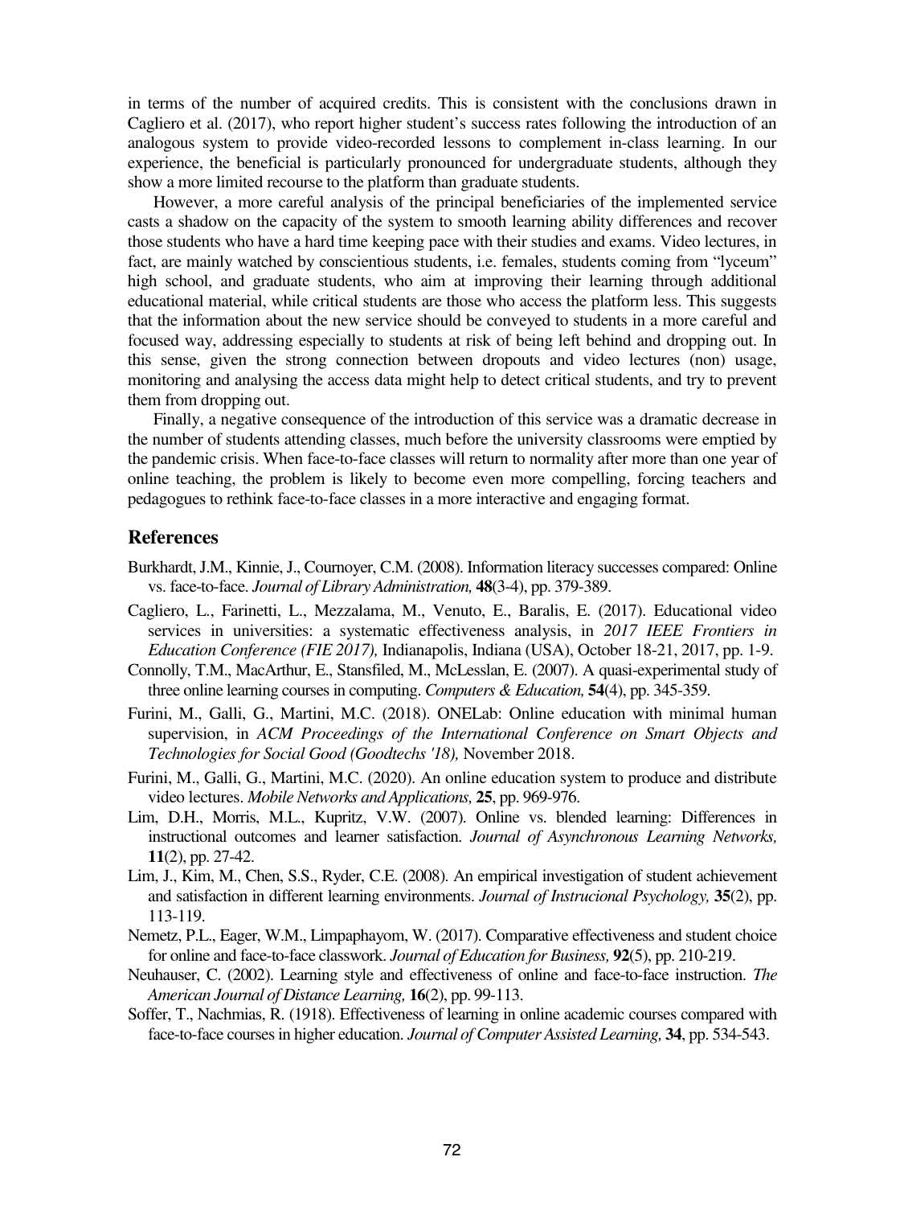in terms of the number of acquired credits. This is consistent with the conclusions drawn in Cagliero et al. (2017), who report higher student's success rates following the introduction of an analogous system to provide video-recorded lessons to complement in-class learning. In our experience, the beneficial is particularly pronounced for undergraduate students, although they show a more limited recourse to the platform than graduate students.

However, a more careful analysis of the principal beneficiaries of the implemented service casts a shadow on the capacity of the system to smooth learning ability differences and recover those students who have a hard time keeping pace with their studies and exams. Video lectures, in fact, are mainly watched by conscientious students, i.e. females, students coming from "lyceum" high school, and graduate students, who aim at improving their learning through additional educational material, while critical students are those who access the platform less. This suggests that the information about the new service should be conveyed to students in a more careful and focused way, addressing especially to students at risk of being left behind and dropping out. In this sense, given the strong connection between dropouts and video lectures (non) usage, monitoring and analysing the access data might help to detect critical students, and try to prevent them from dropping out.

Finally, a negative consequence of the introduction of this service was a dramatic decrease in the number of students attending classes, much before the university classrooms were emptied by the pandemic crisis. When face-to-face classes will return to normality after more than one year of online teaching, the problem is likely to become even more compelling, forcing teachers and pedagogues to rethink face-to-face classes in a more interactive and engaging format.

## References

Burkhardt, J.M., Kinnie, J., Cournoyer, C.M. (2008). Information literacy successes compared: Online vs. face-to-face. *Journal of Library Administration,* **48**(3-4), pp. 379-389.

Cagliero, L., Farinetti, L., Mezzalama, M., Venuto, E., Baralis, E. (2017). Educational video services in universities: a systematic effectiveness analysis, in *2017 IEEE Frontiers in Education Conference (FIE 2017),* Indianapolis, Indiana (USA), October 18-21, 2017, pp. 1-9.

Connolly, T.M., MacArthur, E., Stansfiled, M., McLesslan, E. (2007). A quasi-experimental study of three online learning courses in computing. *Computers & Education,* **54**(4), pp. 345-359.

Furini, M., Galli, G., Martini, M.C. (2018). ONELab: Online education with minimal human supervision, in *ACM Proceedings of the International Conference on Smart Objects and Technologies for Social Good (Goodtechs '18),* November 2018.

Furini, M., Galli, G., Martini, M.C. (2020). An online education system to produce and distribute video lectures. *Mobile Networks and Applications,* **25**, pp. 969-976.

Lim, D.H., Morris, M.L., Kupritz, V.W. (2007). Online vs. blended learning: Differences in instructional outcomes and learner satisfaction. *Journal of Asynchronous Learning Networks,* **11**(2), pp. 27-42.

Lim, J., Kim, M., Chen, S.S., Ryder, C.E. (2008). An empirical investigation of student achievement and satisfaction in different learning environments. *Journal of Instrucional Psychology,* **35**(2), pp. 113-119.

Nemetz, P.L., Eager, W.M., Limpaphayom, W. (2017). Comparative effectiveness and student choice for online and face-to-face classwork. *Journal of Education for Business,* **92**(5), pp. 210-219.

Neuhauser, C. (2002). Learning style and effectiveness of online and face-to-face instruction. *The American Journal of Distance Learning,* **16**(2), pp. 99-113.

Soffer, T., Nachmias, R. (1918). Effectiveness of learning in online academic courses compared with face-to-face courses in higher education. *Journal of Computer Assisted Learning,* **34**, pp. 534-543.